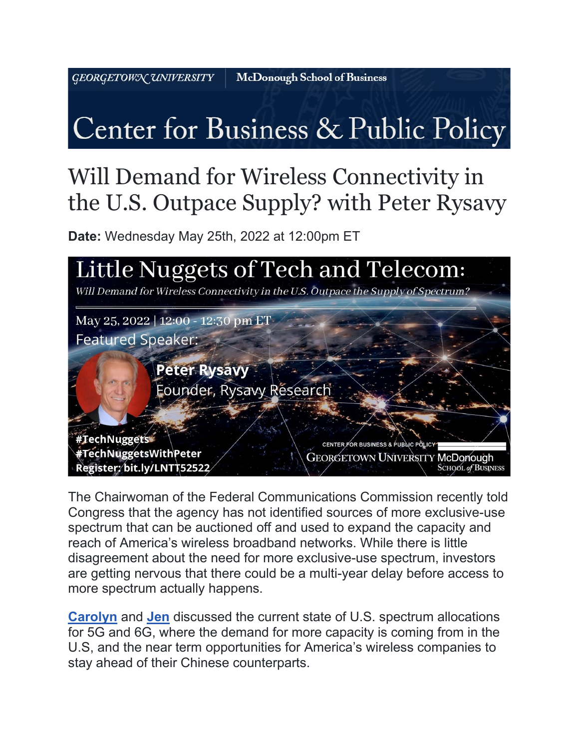GEORGETOWN UNIVERSITY | McDonough School of Business

# Center for Business & Public Policy

## Will Demand for Wireless Connectivity in the U.S. Outpace Supply? with Peter Rysavy

**Date:** Wednesday May 25th, 2022 at 12:00pm ET

Little Nuggets of Tech and Telecom:

*Will Demand for Wireless Connectivity in the U.S. Outpace the Supply of Spectrum?*

May 25, 2022 | 12:00 - 12:30 pm ET

Featured Speaker:

**Peter Rysavy**
Founder, Rysavy Research

#TechNuggets
#TechNuggetsWithPeter
Register: bit.ly/LNTT52522

CENTER FOR BUSINESS & PUBLIC POLICY
GEORGETOWN UNIVERSITY McDonough School of Business

The Chairwoman of the Federal Communications Commission recently told Congress that the agency has not identified sources of more exclusive-use spectrum that can be auctioned off and used to expand the capacity and reach of America's wireless broadband networks. While there is little disagreement about the need for more exclusive-use spectrum, investors are getting nervous that there could be a multi-year delay before access to more spectrum actually happens.

**Carolyn** and **Jen** discussed the current state of U.S. spectrum allocations for 5G and 6G, where the demand for more capacity is coming from in the U.S, and the near term opportunities for America's wireless companies to stay ahead of their Chinese counterparts.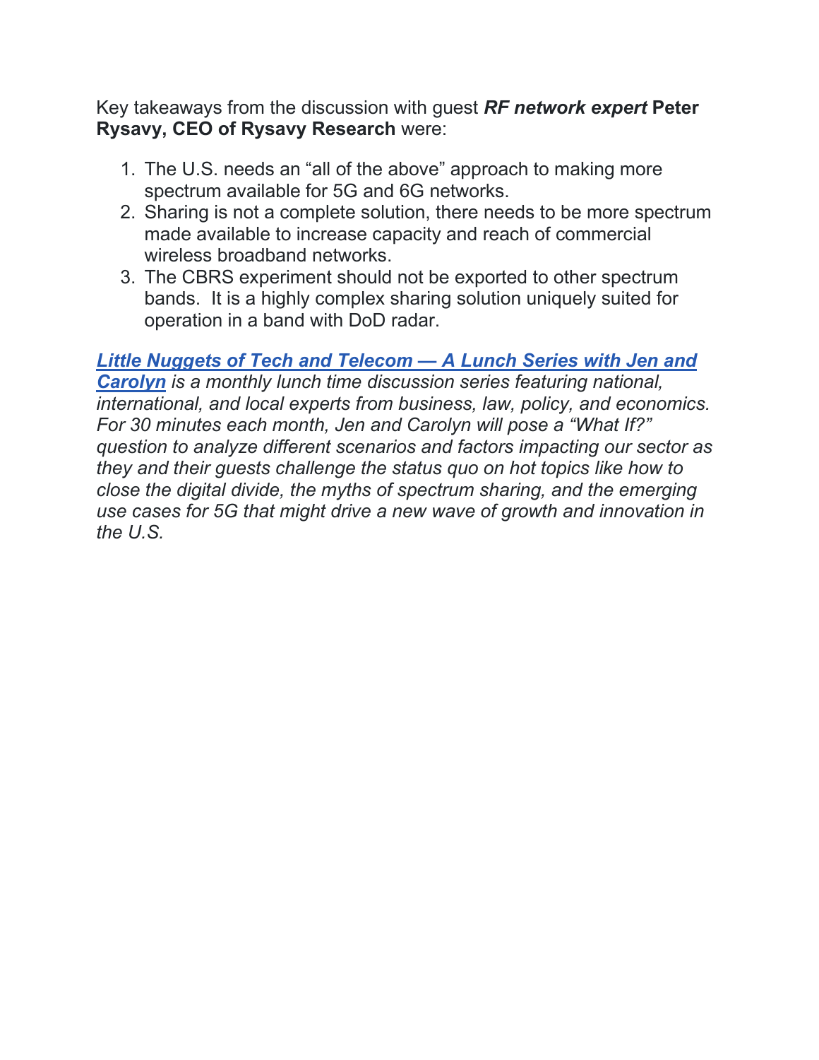Key takeaways from the discussion with guest ***RF network expert*** **Peter Rysavy, CEO of Rysavy Research** were:

1. The U.S. needs an “all of the above” approach to making more spectrum available for 5G and 6G networks.
2. Sharing is not a complete solution, there needs to be more spectrum made available to increase capacity and reach of commercial wireless broadband networks.
3. The CBRS experiment should not be exported to other spectrum bands.  It is a highly complex sharing solution uniquely suited for operation in a band with DoD radar.

***Little Nuggets of Tech and Telecom — A Lunch Series with Jen and Carolyn*** *is a monthly lunch time discussion series featuring national, international, and local experts from business, law, policy, and economics. For 30 minutes each month, Jen and Carolyn will pose a “What If?” question to analyze different scenarios and factors impacting our sector as they and their guests challenge the status quo on hot topics like how to close the digital divide, the myths of spectrum sharing, and the emerging use cases for 5G that might drive a new wave of growth and innovation in the U.S.*